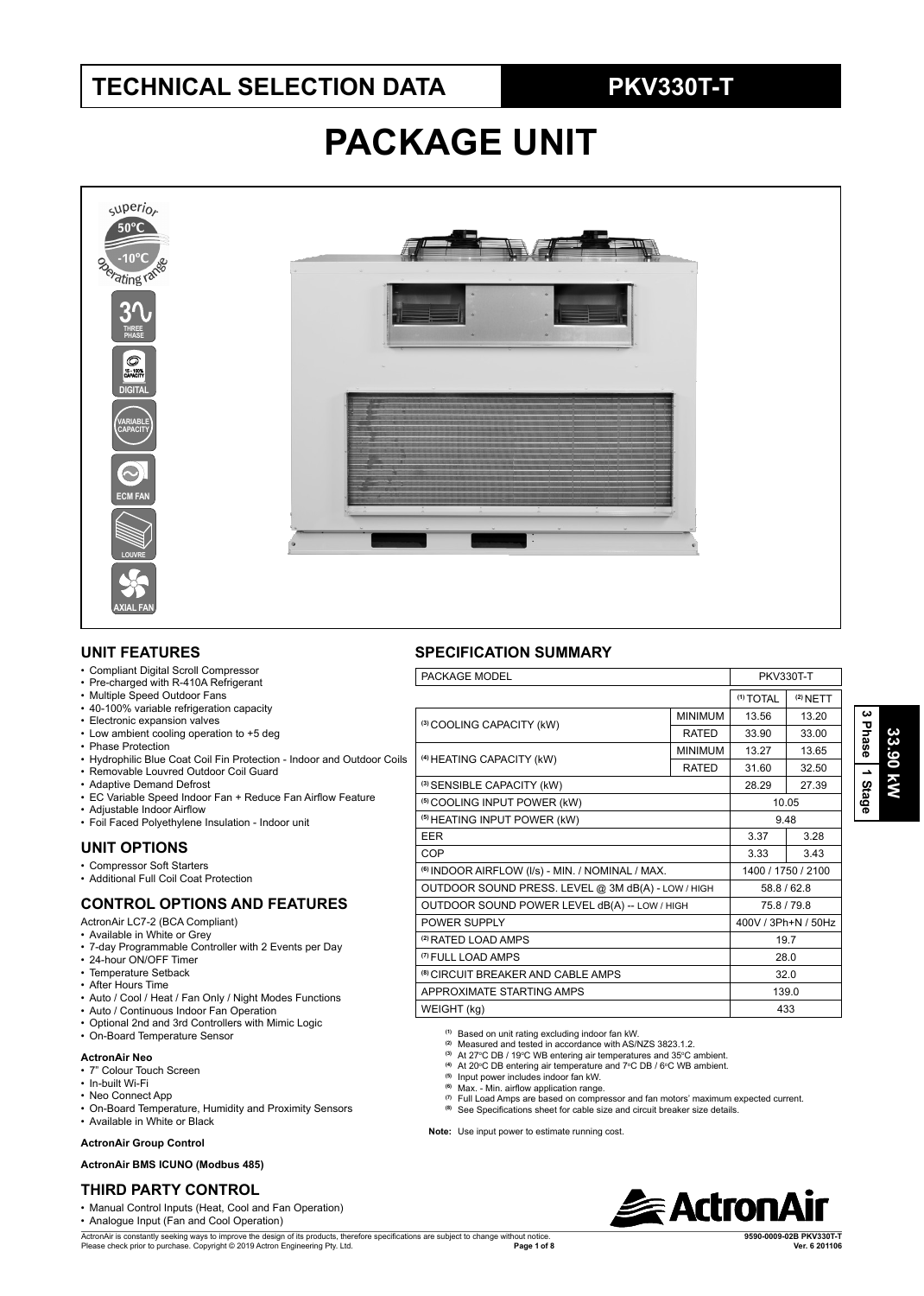# TECHNICAL SELECTION DATA

## PKV330T-T

# PACKAGE UNIT

superior 50°C -10°C operating range

3 THREE PHASE

15 - 100% CAPACITY DIGITAL

VARIABLE CAPACITY

ECM FAN

LOUVRE

AXIAL FAN

3 Phase | 1 Stage | 33.90 kW

## UNIT FEATURES

- Compliant Digital Scroll Compressor
- Pre-charged with R-410A Refrigerant
- Multiple Speed Outdoor Fans
- 40-100% variable refrigeration capacity
- Electronic expansion valves
- Low ambient cooling operation to +5 deg
- Phase Protection
- Hydrophilic Blue Coat Coil Fin Protection - Indoor and Outdoor Coils
- Removable Louvred Outdoor Coil Guard
- Adaptive Demand Defrost
- EC Variable Speed Indoor Fan + Reduce Fan Airflow Feature
- Adjustable Indoor Airflow
- Foil Faced Polyethylene Insulation - Indoor unit

## UNIT OPTIONS

- Compressor Soft Starters
- Additional Full Coil Coat Protection

## CONTROL OPTIONS AND FEATURES

ActronAir LC7-2 (BCA Compliant)

- Available in White or Grey
- 7-day Programmable Controller with 2 Events per Day
- 24-hour ON/OFF Timer
- Temperature Setback
- After Hours Time
- Auto / Cool / Heat / Fan Only / Night Modes Functions
- Auto / Continuous Indoor Fan Operation
- Optional 2nd and 3rd Controllers with Mimic Logic
- On-Board Temperature Sensor

**ActronAir Neo**

- 7" Colour Touch Screen
- In-built Wi-Fi
- Neo Connect App
- On-Board Temperature, Humidity and Proximity Sensors
- Available in White or Black

**ActronAir Group Control**

**ActronAir BMS ICUNO (Modbus 485)**

## THIRD PARTY CONTROL

- Manual Control Inputs (Heat, Cool and Fan Operation)
- Analogue Input (Fan and Cool Operation)

## SPECIFICATION SUMMARY

| PACKAGE MODEL | | PKV330T-T | |
|---|---|---|---|
| | | (1) TOTAL | (2) NETT |
| (3) COOLING CAPACITY (kW) | MINIMUM | 13.56 | 13.20 |
| | RATED | 33.90 | 33.00 |
| (4) HEATING CAPACITY (kW) | MINIMUM | 13.27 | 13.65 |
| | RATED | 31.60 | 32.50 |
| (3) SENSIBLE CAPACITY (kW) | | 28.29 | 27.39 |
| (5) COOLING INPUT POWER (kW) | | 10.05 | |
| (5) HEATING INPUT POWER (kW) | | 9.48 | |
| EER | | 3.37 | 3.28 |
| COP | | 3.33 | 3.43 |
| (6) INDOOR AIRFLOW (l/s) - MIN. / NOMINAL / MAX. | | 1400 / 1750 / 2100 | |
| OUTDOOR SOUND PRESS. LEVEL @ 3M dB(A) - LOW / HIGH | | 58.8 / 62.8 | |
| OUTDOOR SOUND POWER LEVEL dB(A) -- LOW / HIGH | | 75.8 / 79.8 | |
| POWER SUPPLY | | 400V / 3Ph+N / 50Hz | |
| (2) RATED LOAD AMPS | | 19.7 | |
| (7) FULL LOAD AMPS | | 28.0 | |
| (8) CIRCUIT BREAKER AND CABLE AMPS | | 32.0 | |
| APPROXIMATE STARTING AMPS | | 139.0 | |
| WEIGHT (kg) | | 433 | |

(1) Based on unit rating excluding indoor fan kW.
(2) Measured and tested in accordance with AS/NZS 3823.1.2.
(3) At 27°C DB / 19°C WB entering air temperatures and 35°C ambient.
(4) At 20°C DB entering air temperature and 7°C DB / 6°C WB ambient.
(5) Input power includes indoor fan kW.
(6) Max. - Min. airflow application range.
(7) Full Load Amps are based on compressor and fan motors' maximum expected current.
(8) See Specifications sheet for cable size and circuit breaker size details.

**Note:** Use input power to estimate running cost.

ActronAir is constantly seeking ways to improve the design of its products, therefore specifications are subject to change without notice. Please check prior to purchase. Copyright © 2019 Actron Engineering Pty. Ltd.

9590-0009-02B PKV330T-T Ver. 6 201106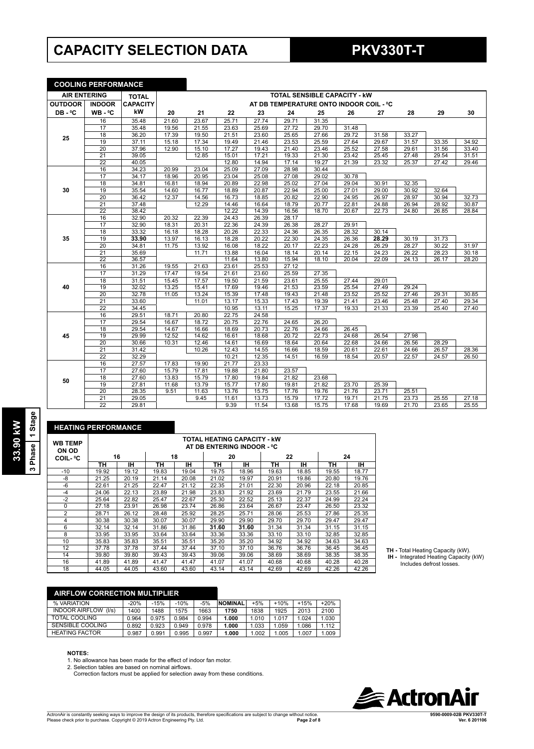# CAPACITY SELECTION DATA

## PKV330T-T

**33.90 kW | 3 Phase | 1 Stage**

### COOLING PERFORMANCE

| AIR ENTERING | | TOTAL | TOTAL SENSIBLE CAPACITY - kW | | | | | | | | | | |
|---|---|---|---|---|---|---|---|---|---|---|---|---|---|
| | | | AT DB TEMPERATURE ONTO INDOOR COIL - ºC | | | | | | | | | | |
| OUTDOOR DB - ºC | INDOOR WB - ºC | CAPACITY kW | 20 | 21 | 22 | 23 | 24 | 25 | 26 | 27 | 28 | 29 | 30 |
| 25 | 16 | 35.48 | 21.60 | 23.67 | 25.71 | 27.74 | 29.71 | 31.35 | | | | | |
| | 17 | 35.48 | 19.56 | 21.55 | 23.63 | 25.69 | 27.72 | 29.70 | 31.48 | | | | |
| | 18 | 36.20 | 17.39 | 19.50 | 21.51 | 23.60 | 25.65 | 27.66 | 29.72 | 31.58 | 33.27 | | |
| | 19 | 37.11 | 15.18 | 17.34 | 19.49 | 21.46 | 23.53 | 25.59 | 27.64 | 29.67 | 31.57 | 33.35 | 34.92 |
| | 20 | 37.96 | 12.90 | 15.10 | 17.27 | 19.43 | 21.40 | 23.46 | 25.52 | 27.58 | 29.61 | 31.56 | 33.40 |
| | 21 | 39.05 | | 12.85 | 15.01 | 17.21 | 19.33 | 21.30 | 23.42 | 25.45 | 27.48 | 29.54 | 31.51 |
| | 22 | 40.05 | | | 12.80 | 14.94 | 17.14 | 19.27 | 21.39 | 23.32 | 25.37 | 27.42 | 29.46 |
| 30 | 16 | 34.23 | 20.99 | 23.04 | 25.09 | 27.09 | 28.98 | 30.44 | | | | | |
| | 17 | 34.17 | 18.96 | 20.95 | 23.04 | 25.08 | 27.08 | 29.02 | 30.78 | | | | |
| | 18 | 34.81 | 16.81 | 18.94 | 20.89 | 22.98 | 25.02 | 27.04 | 29.04 | 30.91 | 32.35 | | |
| | 19 | 35.54 | 14.60 | 16.77 | 18.89 | 20.87 | 22.94 | 25.00 | 27.01 | 29.00 | 30.92 | 32.64 | |
| | 20 | 36.42 | 12.37 | 14.56 | 16.73 | 18.85 | 20.82 | 22.90 | 24.95 | 26.97 | 28.97 | 30.94 | 32.73 |
| | 21 | 37.48 | | 12.29 | 14.46 | 16.64 | 18.79 | 20.77 | 22.81 | 24.88 | 26.94 | 28.92 | 30.87 |
| | 22 | 38.42 | | | 12.22 | 14.39 | 16.56 | 18.70 | 20.67 | 22.73 | 24.80 | 26.85 | 28.84 |
| 35 | 16 | 32.90 | 20.32 | 22.39 | 24.43 | 26.39 | 28.17 | | | | | | |
| | 17 | 32.90 | 18.31 | 20.31 | 22.36 | 24.39 | 26.38 | 28.27 | 29.91 | | | | |
| | 18 | 33.32 | 16.18 | 18.28 | 20.26 | 22.33 | 24.36 | 26.35 | 28.32 | 30.14 | | | |
| | 19 | **33.90** | 13.97 | 16.13 | 18.28 | 20.22 | 22.30 | 24.35 | 26.36 | **28.29** | 30.19 | 31.73 | |
| | 20 | 34.81 | 11.75 | 13.92 | 16.08 | 18.22 | 20.17 | 22.23 | 24.28 | 26.29 | 28.27 | 30.22 | 31.97 |
| | 21 | 35.69 | | 11.71 | 13.88 | 16.04 | 18.14 | 20.14 | 22.15 | 24.23 | 26.22 | 28.23 | 30.18 |
| | 22 | 36.57 | | | 11.64 | 13.80 | 15.94 | 18.10 | 20.04 | 22.09 | 24.13 | 26.17 | 28.20 |
| 40 | 16 | 31.26 | 19.55 | 21.63 | 23.61 | 25.53 | 27.12 | | | | | | |
| | 17 | 31.29 | 17.47 | 19.54 | 21.61 | 23.60 | 25.59 | 27.35 | | | | | |
| | 18 | 31.51 | 15.45 | 17.57 | 19.50 | 21.59 | 23.61 | 25.55 | 27.44 | 29.01 | | | |
| | 19 | 32.02 | 13.25 | 15.41 | 17.69 | 19.46 | 21.53 | 23.59 | 25.54 | 27.49 | 29.24 | | |
| | 20 | 32.78 | 11.05 | 13.24 | 15.39 | 17.48 | 19.43 | 21.48 | 23.52 | 25.52 | 27.46 | 29.31 | 30.85 |
| | 21 | 33.60 | | 11.01 | 13.17 | 15.33 | 17.43 | 19.39 | 21.41 | 23.46 | 25.48 | 27.40 | 29.34 |
| | 22 | 34.45 | | | 10.95 | 13.11 | 15.25 | 17.37 | 19.33 | 21.33 | 23.39 | 25.40 | 27.40 |
| 45 | 16 | 29.51 | 18.71 | 20.80 | 22.75 | 24.58 | | | | | | | |
| | 17 | 29.54 | 16.67 | 18.72 | 20.75 | 22.76 | 24.65 | 26.20 | | | | | |
| | 18 | 29.54 | 14.67 | 16.66 | 18.69 | 20.73 | 22.76 | 24.66 | 26.45 | | | | |
| | 19 | 29.99 | 12.52 | 14.62 | 16.61 | 18.68 | 20.72 | 22.73 | 24.68 | 26.54 | 27.98 | | |
| | 20 | 30.66 | 10.31 | 12.46 | 14.61 | 16.69 | 18.64 | 20.64 | 22.68 | 24.66 | 26.56 | 28.29 | |
| | 21 | 31.42 | | 10.26 | 12.43 | 14.55 | 16.66 | 18.59 | 20.61 | 22.61 | 24.66 | 26.57 | 28.36 |
| | 22 | 32.29 | | | 10.21 | 12.35 | 14.51 | 16.59 | 18.54 | 20.57 | 22.57 | 24.57 | 26.50 |
| 50 | 16 | 27.57 | 17.83 | 19.90 | 21.77 | 23.33 | | | | | | | |
| | 17 | 27.60 | 15.79 | 17.81 | 19.88 | 21.80 | 23.57 | | | | | | |
| | 18 | 27.60 | 13.83 | 15.79 | 17.80 | 19.84 | 21.82 | 23.68 | | | | | |
| | 19 | 27.81 | 11.68 | 13.79 | 15.77 | 17.80 | 19.81 | 21.82 | 23.70 | 25.39 | | | |
| | 20 | 28.35 | 9.51 | 11.63 | 13.76 | 15.75 | 17.76 | 19.76 | 21.76 | 23.71 | 25.51 | | |
| | 21 | 29.05 | | 9.45 | 11.61 | 13.73 | 15.79 | 17.72 | 19.71 | 21.75 | 23.73 | 25.55 | 27.18 |
| | 22 | 29.81 | | | 9.39 | 11.54 | 13.68 | 15.75 | 17.68 | 19.69 | 21.70 | 23.65 | 25.55 |

### HEATING PERFORMANCE

| WB TEMP ON OD COIL- ºC | TOTAL HEATING CAPACITY - kW AT DB ENTERING INDOOR - ºC | | | | | | | | | |
|---|---|---|---|---|---|---|---|---|---|---|
| | 16 | | 18 | | 20 | | 22 | | 24 | |
| | TH | IH | TH | IH | TH | IH | TH | IH | TH | IH |
| -10 | 19.92 | 19.12 | 19.83 | 19.04 | 19.75 | 18.96 | 19.63 | 18.85 | 19.55 | 18.77 |
| -8 | 21.25 | 20.19 | 21.14 | 20.08 | 21.02 | 19.97 | 20.91 | 19.86 | 20.80 | 19.76 |
| -6 | 22.61 | 21.25 | 22.47 | 21.12 | 22.35 | 21.01 | 22.30 | 20.96 | 22.18 | 20.85 |
| -4 | 24.06 | 22.13 | 23.89 | 21.98 | 23.83 | 21.92 | 23.69 | 21.79 | 23.55 | 21.66 |
| -2 | 25.64 | 22.82 | 25.47 | 22.67 | 25.30 | 22.52 | 25.13 | 22.37 | 24.99 | 22.24 |
| 0 | 27.18 | 23.91 | 26.98 | 23.74 | 26.86 | 23.64 | 26.67 | 23.47 | 26.50 | 23.32 |
| 2 | 28.71 | 26.12 | 28.48 | 25.92 | 28.25 | 25.71 | 28.06 | 25.53 | 27.86 | 25.35 |
| 4 | 30.38 | 30.38 | 30.07 | 30.07 | 29.90 | 29.90 | 29.70 | 29.70 | 29.47 | 29.47 |
| 6 | 32.14 | 32.14 | 31.86 | 31.86 | **31.60** | **31.60** | 31.34 | 31.34 | 31.15 | 31.15 |
| 8 | 33.95 | 33.95 | 33.64 | 33.64 | 33.36 | 33.36 | 33.10 | 33.10 | 32.85 | 32.85 |
| 10 | 35.83 | 35.83 | 35.51 | 35.51 | 35.20 | 35.20 | 34.92 | 34.92 | 34.63 | 34.63 |
| 12 | 37.78 | 37.78 | 37.44 | 37.44 | 37.10 | 37.10 | 36.76 | 36.76 | 36.45 | 36.45 |
| 14 | 39.80 | 39.80 | 39.43 | 39.43 | 39.06 | 39.06 | 38.69 | 38.69 | 38.35 | 38.35 |
| 16 | 41.89 | 41.89 | 41.47 | 41.47 | 41.07 | 41.07 | 40.68 | 40.68 | 40.28 | 40.28 |
| 18 | 44.05 | 44.05 | 43.60 | 43.60 | 43.14 | 43.14 | 42.69 | 42.69 | 42.26 | 42.26 |

**TH -** Total Heating Capacity (kW).
**IH -** Integrated Heating Capacity (kW) Includes defrost losses.

### AIRFLOW CORRECTION MULTIPLIER

| % VARIATION | -20% | -15% | -10% | -5% | NOMINAL | +5% | +10% | +15% | +20% |
|---|---|---|---|---|---|---|---|---|---|
| INDOOR AIRFLOW (l/s) | 1400 | 1488 | 1575 | 1663 | **1750** | 1838 | 1925 | 2013 | 2100 |
| TOTAL COOLING | 0.964 | 0.975 | 0.984 | 0.994 | **1.000** | 1.010 | 1.017 | 1.024 | 1.030 |
| SENSIBLE COOLING | 0.892 | 0.923 | 0.949 | 0.978 | **1.000** | 1.033 | 1.059 | 1.086 | 1.112 |
| HEATING FACTOR | 0.987 | 0.991 | 0.995 | 0.997 | **1.000** | 1.002 | 1.005 | 1.007 | 1.009 |

**NOTES:**

1. No allowance has been made for the effect of indoor fan motor.
2. Selection tables are based on nominal airflows.
   Correction factors must be applied for selection away from these conditions.

ActronAir is constantly seeking ways to improve the design of its products, therefore specifications are subject to change without notice. Please check prior to purchase. Copyright © 2019 Actron Engineering Pty. Ltd.

9590-0009-02B PKV330T-T Ver. 6 201106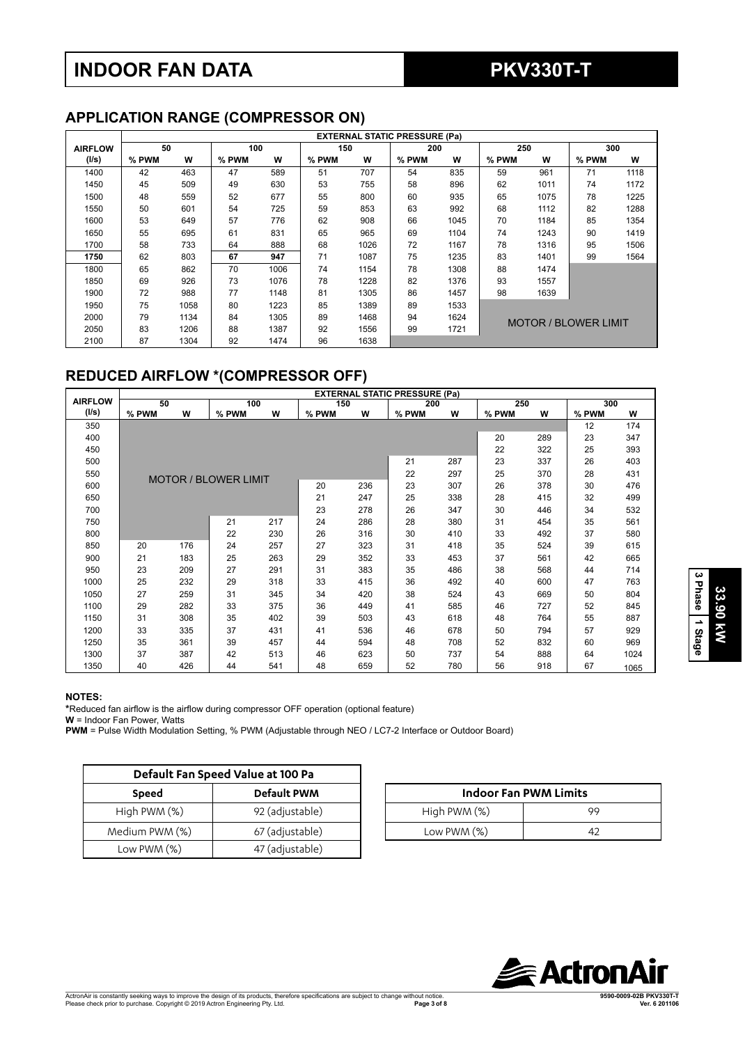# INDOOR FAN DATA

# PKV330T-T

## APPLICATION RANGE (COMPRESSOR ON)

| AIRFLOW | EXTERNAL STATIC PRESSURE (Pa) | | | | | | | | | | | |
|---|---|---|---|---|---|---|---|---|---|---|---|---|
| | 50 | | 100 | | 150 | | 200 | | 250 | | 300 | |
| (l/s) | % PWM | W | % PWM | W | % PWM | W | % PWM | W | % PWM | W | % PWM | W |
| 1400 | 42 | 463 | 47 | 589 | 51 | 707 | 54 | 835 | 59 | 961 | 71 | 1118 |
| 1450 | 45 | 509 | 49 | 630 | 53 | 755 | 58 | 896 | 62 | 1011 | 74 | 1172 |
| 1500 | 48 | 559 | 52 | 677 | 55 | 800 | 60 | 935 | 65 | 1075 | 78 | 1225 |
| 1550 | 50 | 601 | 54 | 725 | 59 | 853 | 63 | 992 | 68 | 1112 | 82 | 1288 |
| 1600 | 53 | 649 | 57 | 776 | 62 | 908 | 66 | 1045 | 70 | 1184 | 85 | 1354 |
| 1650 | 55 | 695 | 61 | 831 | 65 | 965 | 69 | 1104 | 74 | 1243 | 90 | 1419 |
| 1700 | 58 | 733 | 64 | 888 | 68 | 1026 | 72 | 1167 | 78 | 1316 | 95 | 1506 |
| **1750** | 62 | 803 | **67** | **947** | 71 | 1087 | 75 | 1235 | 83 | 1401 | 99 | 1564 |
| 1800 | 65 | 862 | 70 | 1006 | 74 | 1154 | 78 | 1308 | 88 | 1474 | | |
| 1850 | 69 | 926 | 73 | 1076 | 78 | 1228 | 82 | 1376 | 93 | 1557 | | |
| 1900 | 72 | 988 | 77 | 1148 | 81 | 1305 | 86 | 1457 | 98 | 1639 | | |
| 1950 | 75 | 1058 | 80 | 1223 | 85 | 1389 | 89 | 1533 | | | | |
| 2000 | 79 | 1134 | 84 | 1305 | 89 | 1468 | 94 | 1624 | MOTOR / BLOWER LIMIT | | | |
| 2050 | 83 | 1206 | 88 | 1387 | 92 | 1556 | 99 | 1721 | | | | |
| 2100 | 87 | 1304 | 92 | 1474 | 96 | 1638 | | | | | | |

## REDUCED AIRFLOW *(COMPRESSOR OFF)

| AIRFLOW | EXTERNAL STATIC PRESSURE (Pa) | | | | | | | | | | | |
|---|---|---|---|---|---|---|---|---|---|---|---|---|
| | 50 | | 100 | | 150 | | 200 | | 250 | | 300 | |
| (l/s) | % PWM | W | % PWM | W | % PWM | W | % PWM | W | % PWM | W | % PWM | W |
| 350 | | | | | | | | | | | 12 | 174 |
| 400 | | | | | | | | | 20 | 289 | 23 | 347 |
| 450 | | | | | | | | | 22 | 322 | 25 | 393 |
| 500 | | | | | | | 21 | 287 | 23 | 337 | 26 | 403 |
| 550 | MOTOR / BLOWER LIMIT | | | | | | 22 | 297 | 25 | 370 | 28 | 431 |
| 600 | | | | | 20 | 236 | 23 | 307 | 26 | 378 | 30 | 476 |
| 650 | | | | | 21 | 247 | 25 | 338 | 28 | 415 | 32 | 499 |
| 700 | | | | | 23 | 278 | 26 | 347 | 30 | 446 | 34 | 532 |
| 750 | | | 21 | 217 | 24 | 286 | 28 | 380 | 31 | 454 | 35 | 561 |
| 800 | | | 22 | 230 | 26 | 316 | 30 | 410 | 33 | 492 | 37 | 580 |
| 850 | 20 | 176 | 24 | 257 | 27 | 323 | 31 | 418 | 35 | 524 | 39 | 615 |
| 900 | 21 | 183 | 25 | 263 | 29 | 352 | 33 | 453 | 37 | 561 | 42 | 665 |
| 950 | 23 | 209 | 27 | 291 | 31 | 383 | 35 | 486 | 38 | 568 | 44 | 714 |
| 1000 | 25 | 232 | 29 | 318 | 33 | 415 | 36 | 492 | 40 | 600 | 47 | 763 |
| 1050 | 27 | 259 | 31 | 345 | 34 | 420 | 38 | 524 | 43 | 669 | 50 | 804 |
| 1100 | 29 | 282 | 33 | 375 | 36 | 449 | 41 | 585 | 46 | 727 | 52 | 845 |
| 1150 | 31 | 308 | 35 | 402 | 39 | 503 | 43 | 618 | 48 | 764 | 55 | 887 |
| 1200 | 33 | 335 | 37 | 431 | 41 | 536 | 46 | 678 | 50 | 794 | 57 | 929 |
| 1250 | 35 | 361 | 39 | 457 | 44 | 594 | 48 | 708 | 52 | 832 | 60 | 969 |
| 1300 | 37 | 387 | 42 | 513 | 46 | 623 | 50 | 737 | 54 | 888 | 64 | 1024 |
| 1350 | 40 | 426 | 44 | 541 | 48 | 659 | 52 | 780 | 56 | 918 | 67 | 1065 |

**NOTES:**

*Reduced fan airflow is the airflow during compressor OFF operation (optional feature)

**W** = Indoor Fan Power, Watts

**PWM** = Pulse Width Modulation Setting, % PWM (Adjustable through NEO / LC7-2 Interface or Outdoor Board)

| Default Fan Speed Value at 100 Pa | |
|---|---|
| **Speed** | **Default PWM** |
| High PWM (%) | 92 (adjustable) |
| Medium PWM (%) | 67 (adjustable) |
| Low PWM (%) | 47 (adjustable) |

| Indoor Fan PWM Limits | |
|---|---|
| High PWM (%) | 99 |
| Low PWM (%) | 42 |

33.90 kW

3 Phase | 1 Stage

ActronAir is constantly seeking ways to improve the design of its products, therefore specifications are subject to change without notice. Please check prior to purchase. Copyright © 2019 Actron Engineering Pty. Ltd.

9590-0009-02B PKV330T-T Ver. 6 201106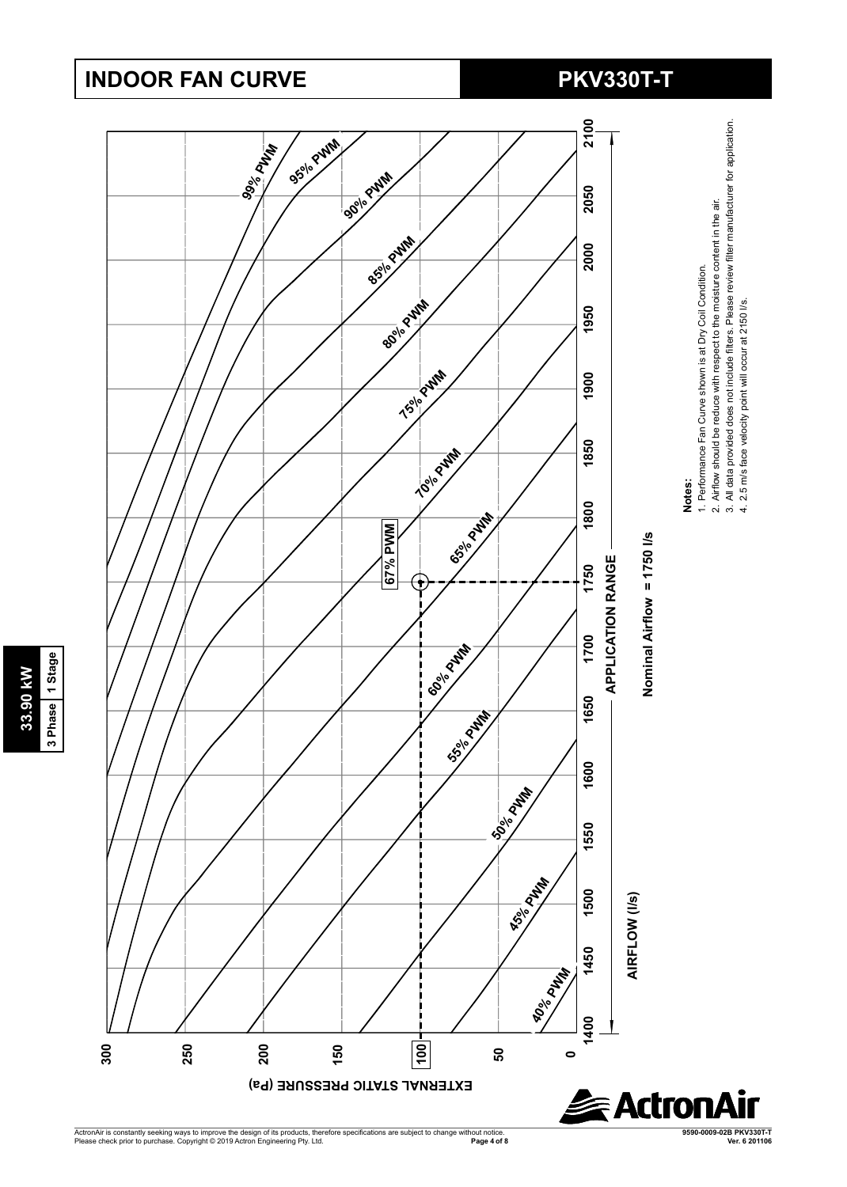# INDOOR FAN CURVE

## PKV330T-T

**33.90 kW**

| 3 Phase | 1 Stage |
|---|---|

EXTERNAL STATIC PRESSURE (Pa)

300, 250, 200, 150, 100, 50, 0

99% PWM, 95% PWM, 90% PWM, 85% PWM, 80% PWM, 75% PWM, 70% PWM, 67% PWM, 65% PWM, 60% PWM, 55% PWM, 50% PWM, 45% PWM, 40% PWM

1400, 1450, 1500, 1550, 1600, 1650, 1700, 1750, 1800, 1850, 1900, 1950, 2000, 2050, 2100

APPLICATION RANGE

AIRFLOW (l/s)

Nominal Airflow = 1750 l/s

**Notes:**

1. Performance Fan Curve shown is at Dry Coil Condition.
2. Airflow should be reduce with respect to the moisture content in the air.
3. All data provided does not include filters. Please review filter manufacturer for application.
4. 2.5 m/s face velocity point will occur at 2150 l/s.

ActronAir is constantly seeking ways to improve the design of its products, therefore specifications are subject to change without notice. Please check prior to purchase. Copyright © 2019 Actron Engineering Pty. Ltd.

9590-0009-02B PKV330T-T Ver. 6 201106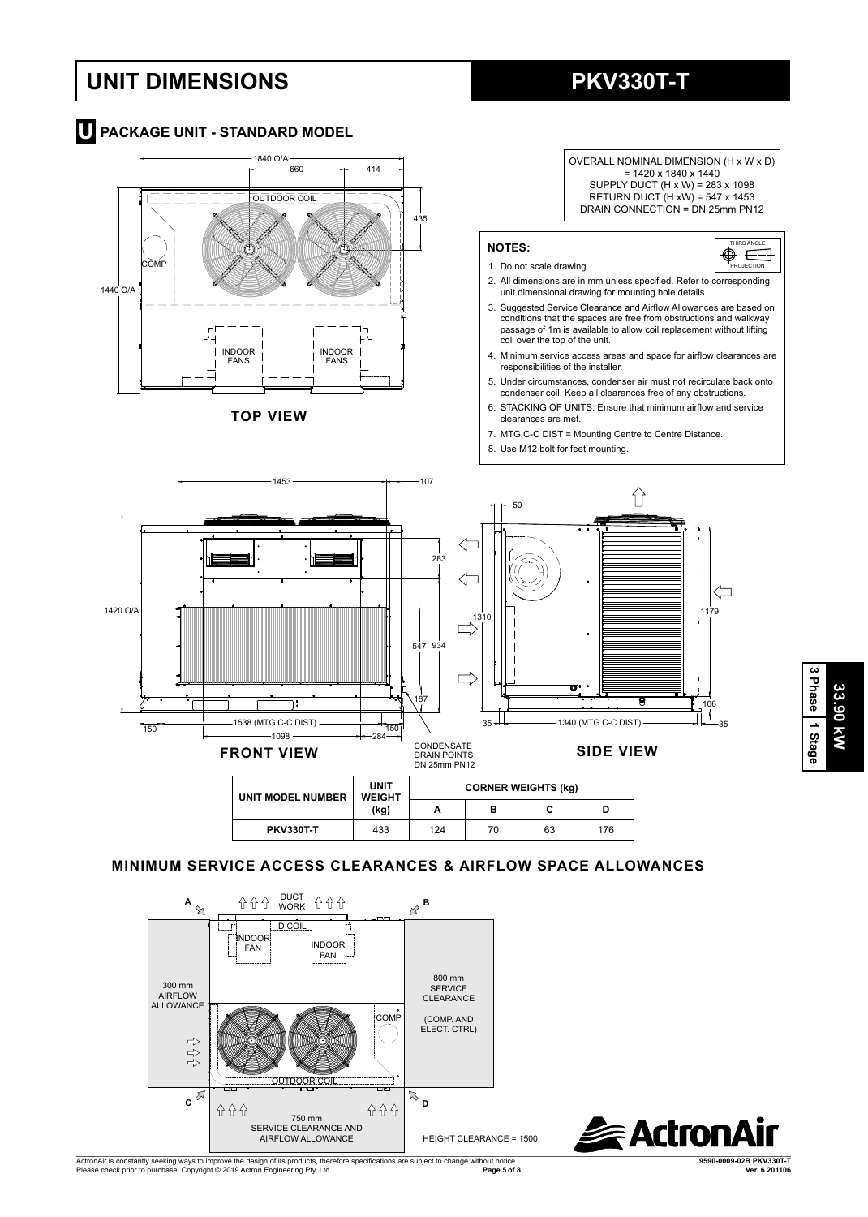# UNIT DIMENSIONS

# PKV330T-T

## U PACKAGE UNIT - STANDARD MODEL

OVERALL NOMINAL DIMENSION (H x W x D) = 1420 x 1840 x 1440
SUPPLY DUCT (H x W) = 283 x 1098
RETURN DUCT (H xW) = 547 x 1453
DRAIN CONNECTION = DN 25mm PN12

**TOP VIEW**

**NOTES:**

1. Do not scale drawing.
2. All dimensions are in mm unless specified. Refer to corresponding unit dimensional drawing for mounting hole details
3. Suggested Service Clearance and Airflow Allowances are based on conditions that the spaces are free from obstructions and walkway passage of 1m is available to allow coil replacement without lifting coil over the top of the unit.
4. Minimum service access areas and space for airflow clearances are responsibilities of the installer.
5. Under circumstances, condenser air must not recirculate back onto condenser coil. Keep all clearances free of any obstructions.
6. STACKING OF UNITS: Ensure that minimum airflow and service clearances are met.
7. MTG C-C DIST = Mounting Centre to Centre Distance.
8. Use M12 bolt for feet mounting.

**FRONT VIEW**

CONDENSATE DRAIN POINTS DN 25mm PN12

**SIDE VIEW**

| UNIT MODEL NUMBER | UNIT WEIGHT (kg) | CORNER WEIGHTS (kg) | | | |
|---|---|---|---|---|---|
| | | A | B | C | D |
| PKV330T-T | 433 | 124 | 70 | 63 | 176 |

## MINIMUM SERVICE ACCESS CLEARANCES & AIRFLOW SPACE ALLOWANCES

300 mm AIRFLOW ALLOWANCE

800 mm SERVICE CLEARANCE (COMP. AND ELECT. CTRL)

750 mm SERVICE CLEARANCE AND AIRFLOW ALLOWANCE

HEIGHT CLEARANCE = 1500

33.90 kW | 3 Phase | 1 Stage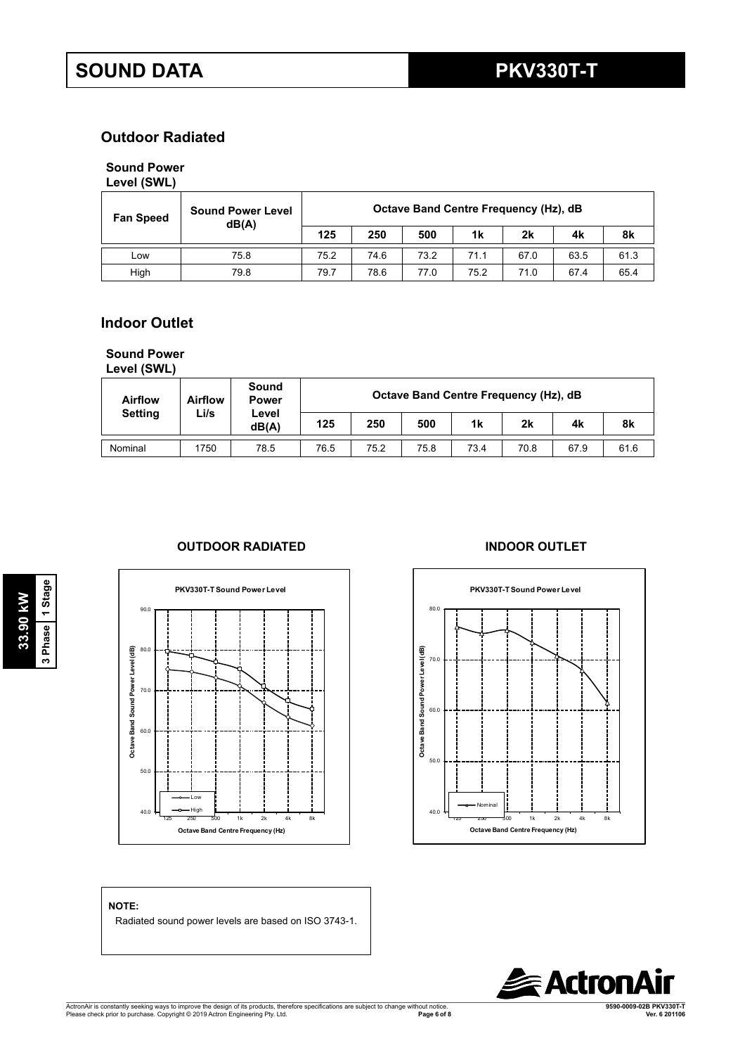# SOUND DATA

## PKV330T-T

### Outdoor Radiated

**Sound Power Level (SWL)**

| Fan Speed | Sound Power Level dB(A) | Octave Band Centre Frequency (Hz), dB | | | | | | |
|---|---|---|---|---|---|---|---|---|
| | | 125 | 250 | 500 | 1k | 2k | 4k | 8k |
| Low | 75.8 | 75.2 | 74.6 | 73.2 | 71.1 | 67.0 | 63.5 | 61.3 |
| High | 79.8 | 79.7 | 78.6 | 77.0 | 75.2 | 71.0 | 67.4 | 65.4 |

### Indoor Outlet

**Sound Power Level (SWL)**

| Airflow Setting | Airflow L/s | Sound Power Level dB(A) | Octave Band Centre Frequency (Hz), dB | | | | | | |
|---|---|---|---|---|---|---|---|---|---|
| | | | 125 | 250 | 500 | 1k | 2k | 4k | 8k |
| Nominal | 1750 | 78.5 | 76.5 | 75.2 | 75.8 | 73.4 | 70.8 | 67.9 | 61.6 |

**OUTDOOR RADIATED**

PKV330T-T Sound Power Level

**INDOOR OUTLET**

PKV330T-T Sound Power Level

**NOTE:**

Radiated sound power levels are based on ISO 3743-1.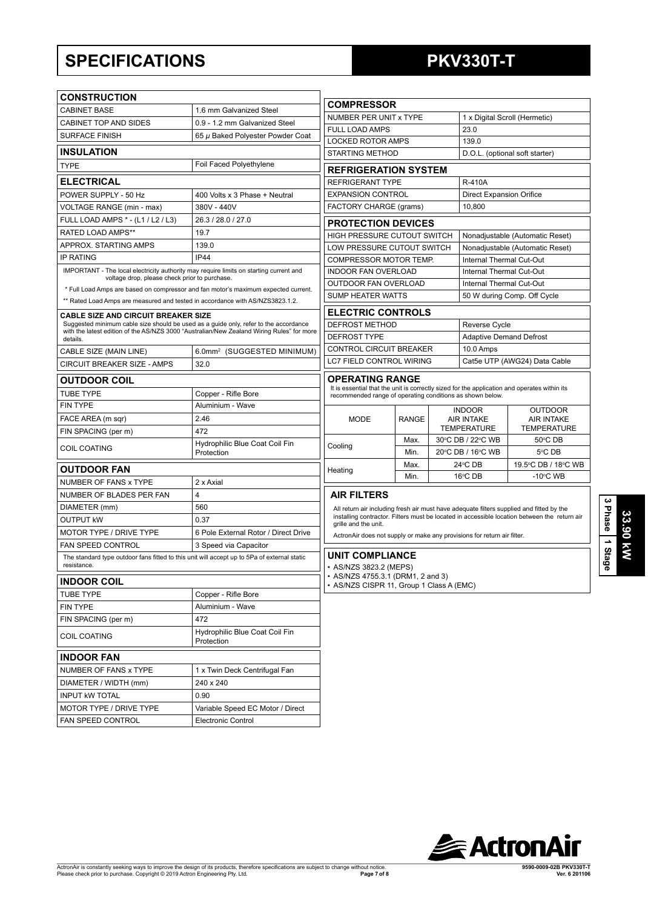# SPECIFICATIONS

# PKV330T-T

## CONSTRUCTION

| CONSTRUCTION | |
|---|---|
| CABINET BASE | 1.6 mm Galvanized Steel |
| CABINET TOP AND SIDES | 0.9 - 1.2 mm Galvanized Steel |
| SURFACE FINISH | 65 μ Baked Polyester Powder Coat |

## INSULATION

| INSULATION | |
|---|---|
| TYPE | Foil Faced Polyethylene |

## ELECTRICAL

| ELECTRICAL | |
|---|---|
| POWER SUPPLY - 50 Hz | 400 Volts x 3 Phase + Neutral |
| VOLTAGE RANGE (min - max) | 380V - 440V |
| FULL LOAD AMPS * - (L1 / L2 / L3) | 26.3 / 28.0 / 27.0 |
| RATED LOAD AMPS** | 19.7 |
| APPROX. STARTING AMPS | 139.0 |
| IP RATING | IP44 |

IMPORTANT - The local electricity authority may require limits on starting current and voltage drop, please check prior to purchase.

* Full Load Amps are based on compressor and fan motor's maximum expected current.

** Rated Load Amps are measured and tested in accordance with AS/NZS3823.1.2.

**CABLE SIZE AND CIRCUIT BREAKER SIZE**

Suggested minimum cable size should be used as a guide only, refer to the accordance with the latest edition of the AS/NZS 3000 "Australian/New Zealand Wiring Rules" for more details.

| | |
|---|---|
| CABLE SIZE (MAIN LINE) | 6.0mm² (SUGGESTED MINIMUM) |
| CIRCUIT BREAKER SIZE - AMPS | 32.0 |

## OUTDOOR COIL

| OUTDOOR COIL | |
|---|---|
| TUBE TYPE | Copper - Rifle Bore |
| FIN TYPE | Aluminium - Wave |
| FACE AREA (m sqr) | 2.46 |
| FIN SPACING (per m) | 472 |
| COIL COATING | Hydrophilic Blue Coat Coil Fin Protection |

## OUTDOOR FAN

| OUTDOOR FAN | |
|---|---|
| NUMBER OF FANS x TYPE | 2 x Axial |
| NUMBER OF BLADES PER FAN | 4 |
| DIAMETER (mm) | 560 |
| OUTPUT kW | 0.37 |
| MOTOR TYPE / DRIVE TYPE | 6 Pole External Rotor / Direct Drive |
| FAN SPEED CONTROL | 3 Speed via Capacitor |

The standard type outdoor fans fitted to this unit will accept up to 5Pa of external static resistance.

## INDOOR COIL

| INDOOR COIL | |
|---|---|
| TUBE TYPE | Copper - Rifle Bore |
| FIN TYPE | Aluminium - Wave |
| FIN SPACING (per m) | 472 |
| COIL COATING | Hydrophilic Blue Coat Coil Fin Protection |

## INDOOR FAN

| INDOOR FAN | |
|---|---|
| NUMBER OF FANS x TYPE | 1 x Twin Deck Centrifugal Fan |
| DIAMETER / WIDTH (mm) | 240 x 240 |
| INPUT kW TOTAL | 0.90 |
| MOTOR TYPE / DRIVE TYPE | Variable Speed EC Motor / Direct |
| FAN SPEED CONTROL | Electronic Control |

## COMPRESSOR

| COMPRESSOR | |
|---|---|
| NUMBER PER UNIT x TYPE | 1 x Digital Scroll (Hermetic) |
| FULL LOAD AMPS | 23.0 |
| LOCKED ROTOR AMPS | 139.0 |
| STARTING METHOD | D.O.L. (optional soft starter) |

## REFRIGERATION SYSTEM

| REFRIGERATION SYSTEM | |
|---|---|
| REFRIGERANT TYPE | R-410A |
| EXPANSION CONTROL | Direct Expansion Orifice |
| FACTORY CHARGE (grams) | 10,800 |

## PROTECTION DEVICES

| PROTECTION DEVICES | |
|---|---|
| HIGH PRESSURE CUTOUT SWITCH | Nonadjustable (Automatic Reset) |
| LOW PRESSURE CUTOUT SWITCH | Nonadjustable (Automatic Reset) |
| COMPRESSOR MOTOR TEMP. | Internal Thermal Cut-Out |
| INDOOR FAN OVERLOAD | Internal Thermal Cut-Out |
| OUTDOOR FAN OVERLOAD | Internal Thermal Cut-Out |
| SUMP HEATER WATTS | 50 W during Comp. Off Cycle |

## ELECTRIC CONTROLS

| ELECTRIC CONTROLS | |
|---|---|
| DEFROST METHOD | Reverse Cycle |
| DEFROST TYPE | Adaptive Demand Defrost |
| CONTROL CIRCUIT BREAKER | 10.0 Amps |
| LC7 FIELD CONTROL WIRING | Cat5e UTP (AWG24) Data Cable |

## OPERATING RANGE

It is essential that the unit is correctly sized for the application and operates within its recommended range of operating conditions as shown below.

| MODE | RANGE | INDOOR AIR INTAKE TEMPERATURE | OUTDOOR AIR INTAKE TEMPERATURE |
|---|---|---|---|
| Cooling | Max. | 30°C DB / 22°C WB | 50°C DB |
| | Min. | 20°C DB / 16°C WB | 5°C DB |
| Heating | Max. | 24°C DB | 19.5°C DB / 18°C WB |
| | Min. | 16°C DB | -10°C WB |

## AIR FILTERS

All return air including fresh air must have adequate filters supplied and fitted by the installing contractor. Filters must be located in accessible location between the return air grille and the unit.

ActronAir does not supply or make any provisions for return air filter.

## UNIT COMPLIANCE

- AS/NZS 3823.2 (MEPS)
- AS/NZS 4755.3.1 (DRM1, 2 and 3)
- AS/NZS CISPR 11, Group 1 Class A (EMC)

33.90 kW | 3 Phase | 1 Stage

ActronAir is constantly seeking ways to improve the design of its products, therefore specifications are subject to change without notice. Please check prior to purchase. Copyright © 2019 Actron Engineering Pty. Ltd.

9590-0009-02B PKV330T-T Ver. 6 201106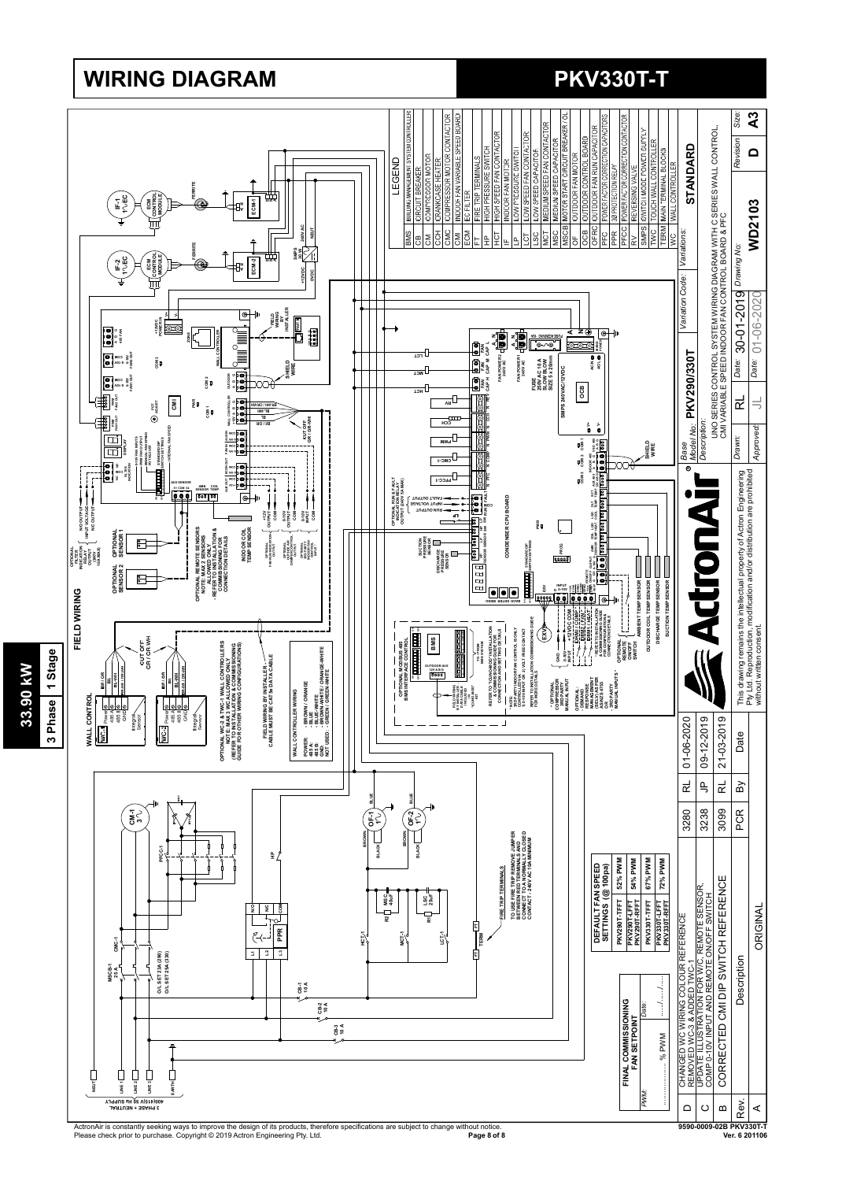# WIRING DIAGRAM

# PKV330T-T

**33.90 kW**

**3 Phase | 1 Stage**

## LEGEND

| | |
|---|---|
| BMS | BUILDING MANAGEMENT SYSTEM CONTROLLER |
| CB | CIRCUIT BREAKER |
| CM | COMPRESSOR MOTOR |
| CCH | CRANKCASE HEATER |
| CMC | COMPRESSOR MOTOR CONTACTOR |
| CMI | INDOOR FAN VARIABLE SPEED BOARD |
| ECM | EC FILTER |
| FT | FIRE TRIP TERMINALS |
| HP | HIGH PRESSURE SWITCH |
| HCT | HIGH SPEED FAN CONTACTOR |
| IF | INDOOR FAN MOTOR |
| LP | LOW PRESSURE SWITCH |
| LCT | LOW SPEED FAN CONTACTOR |
| LSC | LOW SPEED CAPACITOR |
| MCT | MEDIUM SPEED FAN CONTACTOR |
| MSC | MEDIUM SPEED CAPACITOR |
| MSCB | MOTOR START CIRCUIT BREAKER / OL |
| OF | OUTDOOR FAN MOTOR |
| OCB | OUTDOOR CONTROL BOARD |
| OFRC | OUTDOOR FAN RUN CAPACITOR |
| PFC | POWER FACTOR CORRECTION CAPACITORS |
| PPR | 3Ø PROTECTION RELAY |
| PFCC | POWER FACTOR CORRECTION CONTACTOR |
| RV | REVERSING VALVE |
| SMPS | SWITCH MODE POWER SUPPLY |
| TWC | TOUCH WALL CONTROLLER |
| TERM | MAIN TERMINAL BLOCKS |
| WC | WALL CONTROLLER |

## DEFAULT FAN SPEED SETTINGS (@ 100pa)

| | |
|---|---|
| PKV290T-TFFT | 52% PWM |
| PKV290T-LFFT PKV290T-RFFT | 54% PWM |
| PKV330T-TFFT | 67% PWM |
| PKV330T-LFFT PKV330T-RFFT | 72% PWM |

## FINAL COMMISSIONING FAN SETPOINT

PWM: ................% PWM Date: ..../..../....

FIRE TRIP TERMINALS

TO USE FIRE TRIP REMOVE JUMPER BETWEEN FIRE TRIP TERMINALS AND CONNECT TO A NORMALLY CLOSED CONTACT - 240V AC 10A MINIMUM

3 PHASE + NEUTRAL 400/415V 50 Hz SUPPLY

NEUT, LINE 1, LINE 2, LINE 3, EARTH

MSCB-1 25 A, O/L SET 23A (290), O/L SET 25A (330), CMC-1, PFCC-1, CM-1 3~, HP, PPR, CB-1 10 A, CB-2 10 A, CB-3 10 A, HCT-1, MCT-1, LCT-1, MSC 40uF, LSC 25uF, OF-1 1~, OF-2 1~, FT, TERM

## FIELD WIRING

### WALL CONTROL

WC-3: Power, 485 A, 485 B, GND — BR / OR, BL, BL-WHT, BR-WHT / OR-WHT — CUT OFF GR / GR-WH

Integral Sensor

OPTIONAL WC-3 & TWC-1 WALL CONTROLLERS NOTE: MAX 3 WC ALLOWED ONLY (REFER TO INSTALLATION & COMMISSIONING GUIDE FOR OTHER WIRING CONFIGURATIONS)

FIELD WIRING BY INSTALLER - CABLE MUST BE CAT 5e DATA CABLE

WALL CONTROLLER WIRING

- POWER: - BROWN / ORANGE
- 485 A: - BLUE
- 485 B: - BLUE-WHITE
- GND: - BROWN-WHITE / ORANGE-WHITE
- NOT USED: - GREEN / GREEN WHITE

OPTIONAL SENSOR 2, OPTIONAL SENSOR 1

OPTIONAL REMOTE SENSORS NOTE: MAX 2 SENSORS ALLOWED ONLY - REFER TO INSTALLATION & COMMISSIONING GUIDE FOR CONNECTION DETAILS

INDOOR COIL TEMP SENSOR

OPTIONAL FILTER INDICATION RELAY OUTPUT 240V 10A MAX — N/O OUTPUT, INPUT VOLTAGE, N/C OUTPUT

OPTIONAL FAN RUN INDICATION OUTPUT, OPTIONAL DAMPER/SPILL CONTROL OUTPUT, OPTIONAL WALL STAT/ BMS CONTROL INPUT

+12V OUTPUT, COM, 0-10V OUTPUT, COM, 0-10V INPUT, COM

CMI, PWR, COM 1, COM 2, COM 3, WALL CONTROLLER, OUTDOOR, FAN SPEED, FILTER INDICATION, DISPLAY, AUX SENSOR, SMS SENSOR, COIL TEMP, FIELD WIRING BY INSTALLER, SHIELD WIRE, ±24VDC POWER IN

CUT OFF GR / GR-WH

ECM-1, ECM-2, ECM CONTROL MODULE, FERRITE, IF-1 1~EC, IF-2 1~EC, SMPS 30 W 240V AC, +12VDC, 0VDC, NEUT

OPTIONAL MODBUS 485 BMS INTERFACE CONTROL

BMS, OUTDOOR BUS, FIELD WIRING BY INSTALLER, TO "OUT" PORT (MODBUS 485 CABLE)

REFER TO "COOLMODE" INSTALLATION & COMMISSIONING GUIDE FOR CONNECTION AND SETTING DETAILS

*NOTE: 3RD PARTY INDOOR FAN CONTROL IS ONLY 0-10V INPUT OR 24 VOLT RISE CONTACT REFER TO INSTALLATION COMMISSIONING GUIDE FOR MORE DETAILS

OPTIONAL COMPRESSOR 3RD PARTY MANUAL INPUTS

OPTIONAL DEMAND RESPONSE MANAGEMENT INTERFACE AS/NZS 4755

OPTIONAL REMOTE ON/OFF SWITCH

OR 3RD PARTY MANUAL INPUTS *

EXV, CONDENSER CPU BOARD, SUCTION PRESSURE SENSOR, DISCHARGE PRESSURE SENSOR, STANDARD DIP SWITCH SETTINGS, PROG, PWR

AMBIENT TEMP SENSOR, OUTDOOR COIL TEMP SENSOR, DISCHARGE TEMP SENSOR, SUCTION TEMP SENSOR

OPTIONAL RUN & FAULT INDICATION RELAY OUTPUT (240V 5A MAX) — FAULT OUTPUT, INPUT VOLTAGE, RUN OUTPUT

LCT, MCT, HCT, RV, CCH, PPR, CMC-1, PFCC-1

FAN POWER 2 240V AC, FAN POWER 1, FUSE 250V AC 10 A SLOW BLOW SIZE 5 x 20mm, OCB, SMPS 240VAC/12VDC, SHIELD WIRE

## ActronAir®

This drawing remains the intellectual property of Actron Engineering Pty. Ltd. Reproduction, modification and/or distribution are prohibited without written consent.

| | |
|---|---|
| Base Model No: | PKV290/330T |
| Variation Code: | |
| Variations: | STANDARD |
| Description: | UNO SERIES CONTROL SYSTEM WIRING DIAGRAM WITH C SERIES WALL CONTROL, CMI VARIABLE SPEED INDOOR FAN CONTROL BOARD & PFC |
| Drawn: | RL |
| Date: | 30-01-2019 |
| Approved: | JL |
| Date: | 01-06-2020 |
| Drawing No: | WD2103 |
| Revision | D |
| Size: | A3 |

| Rev. | Description | PCR | By | Date |
|---|---|---|---|---|
| D | CHANGED WC WIRING COLOUR REFERENCE REMOVED WC-3 & ADDED TWC-1 | 3280 | RL | 01-06-2020 |
| C | UPDATE ILLUSTRATION FOR W/C, REMOTE SENSOR, COMP 0-10V INPUT AND REMOTE ON/OFF SWITCH | 3238 | JP | 09-12-2019 |
| B | CORRECTED CMI DIP SWITCH REFERENCE | 3099 | RL | 21-03-2019 |
| A | ORIGINAL | | | |

9590-0009-02B PKV330T-T
Ver. 6 201106

ActronAir is constantly seeking ways to improve the design of its products, therefore specifications are subject to change without notice.
Please check prior to purchase. Copyright © 2019 Actron Engineering Pty. Ltd.